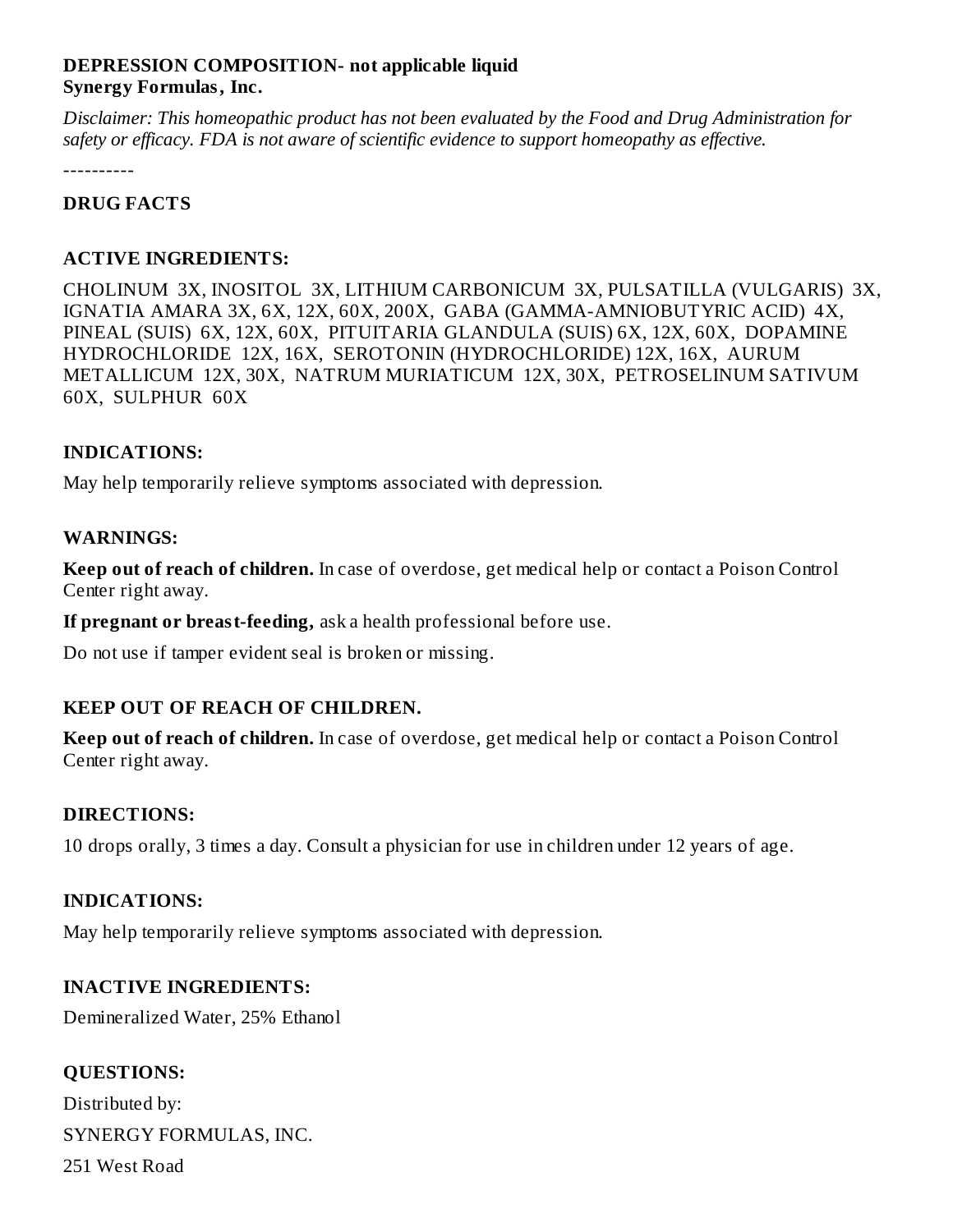**DEPRESSION COMPOSITION- not applicable liquid**
**Synergy Formulas, Inc.**

*Disclaimer: This homeopathic product has not been evaluated by the Food and Drug Administration for safety or efficacy. FDA is not aware of scientific evidence to support homeopathy as effective.*

----------

## DRUG FACTS

### ACTIVE INGREDIENTS:

CHOLINUM 3X, INOSITOL 3X, LITHIUM CARBONICUM 3X, PULSATILLA (VULGARIS) 3X, IGNATIA AMARA 3X, 6X, 12X, 60X, 200X, GABA (GAMMA-AMNIOBUTYRIC ACID) 4X, PINEAL (SUIS) 6X, 12X, 60X, PITUITARIA GLANDULA (SUIS) 6X, 12X, 60X, DOPAMINE HYDROCHLORIDE 12X, 16X, SEROTONIN (HYDROCHLORIDE) 12X, 16X, AURUM METALLICUM 12X, 30X, NATRUM MURIATICUM 12X, 30X, PETROSELINUM SATIVUM 60X, SULPHUR 60X

### INDICATIONS:

May help temporarily relieve symptoms associated with depression.

### WARNINGS:

**Keep out of reach of children.** In case of overdose, get medical help or contact a Poison Control Center right away.

**If pregnant or breast-feeding,** ask a health professional before use.

Do not use if tamper evident seal is broken or missing.

### KEEP OUT OF REACH OF CHILDREN.

**Keep out of reach of children.** In case of overdose, get medical help or contact a Poison Control Center right away.

### DIRECTIONS:

10 drops orally, 3 times a day. Consult a physician for use in children under 12 years of age.

### INDICATIONS:

May help temporarily relieve symptoms associated with depression.

### INACTIVE INGREDIENTS:

Demineralized Water, 25% Ethanol

### QUESTIONS:

Distributed by:

SYNERGY FORMULAS, INC.

251 West Road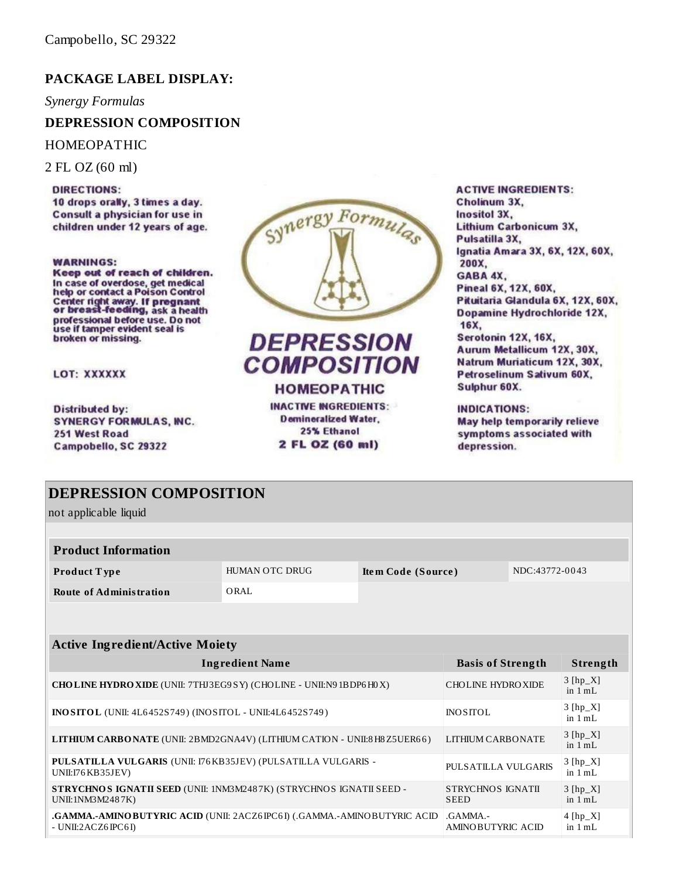Campobello, SC 29322

**PACKAGE LABEL DISPLAY:**

*Synergy Formulas*

**DEPRESSION COMPOSITION**

HOMEOPATHIC

2 FL OZ (60 ml)

**DIRECTIONS:**
10 drops orally, 3 times a day. Consult a physician for use in children under 12 years of age.

**WARNINGS:**
**Keep out of reach of children.** In case of overdose, get medical help or contact a Poison Control Center right away. **If pregnant or breast-feeding,** ask a health professional before use. Do not use if tamper evident seal is broken or missing.

LOT: XXXXXX

Distributed by:
SYNERGY FORMULAS, INC.
251 West Road
Campobello, SC 29322

Synergy Formulas

**DEPRESSION COMPOSITION**

**HOMEOPATHIC**

**INACTIVE INGREDIENTS:**
Demineralized Water,
25% Ethanol
2 FL OZ (60 ml)

**ACTIVE INGREDIENTS:**
Cholinum 3X,
Inositol 3X,
Lithium Carbonicum 3X,
Pulsatilla 3X,
Ignatia Amara 3X, 6X, 12X, 60X, 200X,
GABA 4X,
Pineal 6X, 12X, 60X,
Pituitaria Glandula 6X, 12X, 60X,
Dopamine Hydrochloride 12X, 16X,
Serotonin 12X, 16X,
Aurum Metallicum 12X, 30X,
Natrum Muriaticum 12X, 30X,
Petroselinum Sativum 60X,
Sulphur 60X.

**INDICATIONS:**
May help temporarily relieve symptoms associated with depression.

## DEPRESSION COMPOSITION

not applicable liquid

| **Product Information** | | | |
|---|---|---|---|
| **Product Type** | HUMAN OTC DRUG | **Item Code (Source)** | NDC:43772-0043 |
| **Route of Administration** | ORAL | | |

| **Active Ingredient/Active Moiety** | | |
|---|---|---|
| **Ingredient Name** | **Basis of Strength** | **Strength** |
| **CHOLINE HYDROXIDE** (UNII: 7THJ3EG9SY) (CHOLINE - UNII:N91BDP6H0X) | CHOLINE HYDROXIDE | 3 [hp_X] in 1 mL |
| **INOSITOL** (UNII: 4L6452S749) (INOSITOL - UNII:4L6452S749) | INOSITOL | 3 [hp_X] in 1 mL |
| **LITHIUM CARBONATE** (UNII: 2BMD2GNA4V) (LITHIUM CATION - UNII:8H8Z5UER66) | LITHIUM CARBONATE | 3 [hp_X] in 1 mL |
| **PULSATILLA VULGARIS** (UNII: I76KB35JEV) (PULSATILLA VULGARIS - UNII:I76KB35JEV) | PULSATILLA VULGARIS | 3 [hp_X] in 1 mL |
| **STRYCHNOS IGNATII SEED** (UNII: 1NM3M2487K) (STRYCHNOS IGNATII SEED - UNII:1NM3M2487K) | STRYCHNOS IGNATII SEED | 3 [hp_X] in 1 mL |
| **.GAMMA.-AMINOBUTYRIC ACID** (UNII: 2ACZ6IPC6I) (.GAMMA.-AMINOBUTYRIC ACID - UNII:2ACZ6IPC6I) | .GAMMA.-AMINOBUTYRIC ACID | 4 [hp_X] in 1 mL |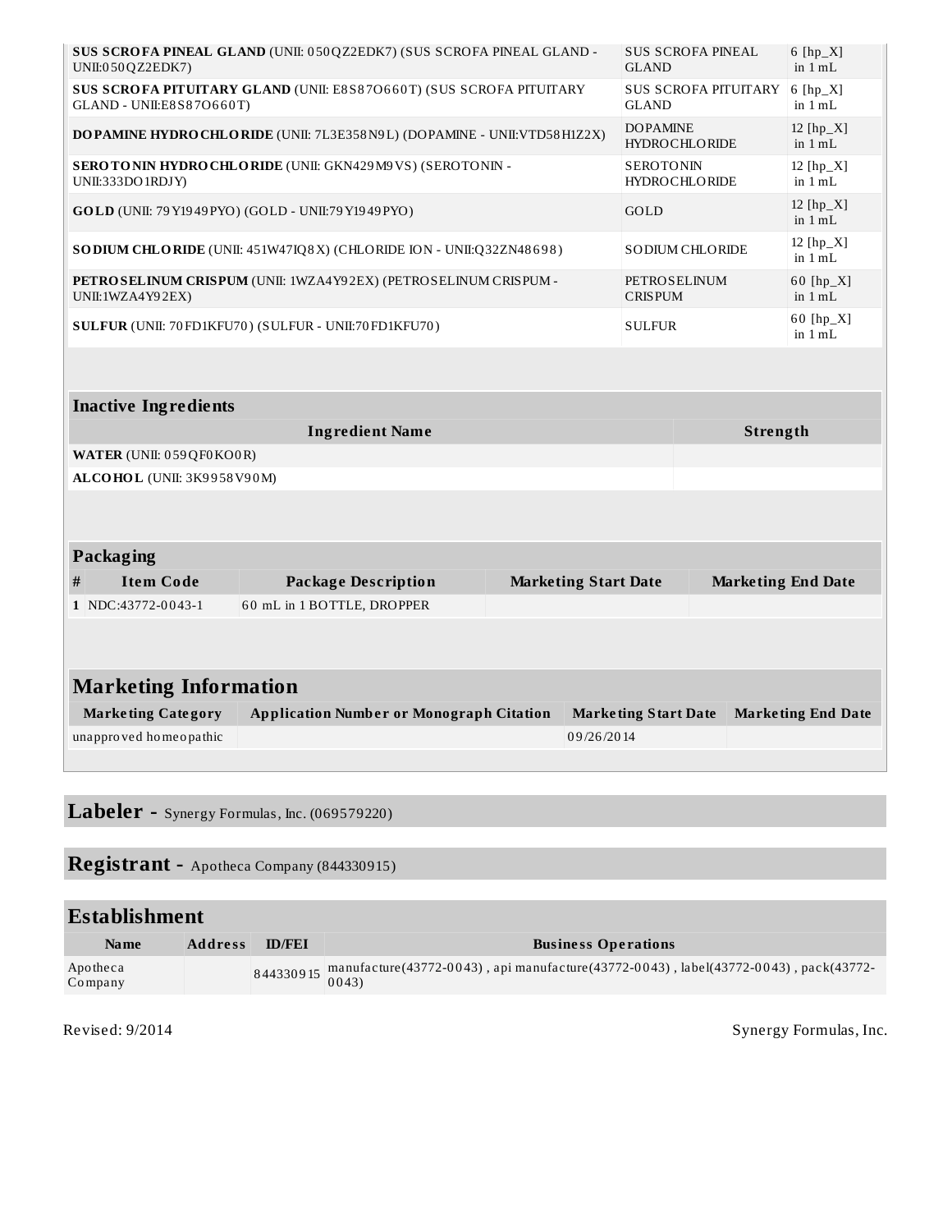| | | |
|---|---|---|
| **SUS SCROFA PINEAL GLAND** (UNII: 050QZ2EDK7) (SUS SCROFA PINEAL GLAND - UNII:050QZ2EDK7) | SUS SCROFA PINEAL GLAND | 6 [hp_X] in 1 mL |
| **SUS SCROFA PITUITARY GLAND** (UNII: E8S87O660T) (SUS SCROFA PITUITARY GLAND - UNII:E8S87O660T) | SUS SCROFA PITUITARY GLAND | 6 [hp_X] in 1 mL |
| **DOPAMINE HYDROCHLORIDE** (UNII: 7L3E358N9L) (DOPAMINE - UNII:VTD58H1Z2X) | DOPAMINE HYDROCHLORIDE | 12 [hp_X] in 1 mL |
| **SEROTONIN HYDROCHLORIDE** (UNII: GKN429M9VS) (SEROTONIN - UNII:333DO1RDJY) | SEROTONIN HYDROCHLORIDE | 12 [hp_X] in 1 mL |
| **GOLD** (UNII: 79Y1949PYO) (GOLD - UNII:79Y1949PYO) | GOLD | 12 [hp_X] in 1 mL |
| **SODIUM CHLORIDE** (UNII: 451W47IQ8X) (CHLORIDE ION - UNII:Q32ZN48698) | SODIUM CHLORIDE | 12 [hp_X] in 1 mL |
| **PETROSELINUM CRISPUM** (UNII: 1WZA4Y92EX) (PETROSELINUM CRISPUM - UNII:1WZA4Y92EX) | PETROSELINUM CRISPUM | 60 [hp_X] in 1 mL |
| **SULFUR** (UNII: 70FD1KFU70) (SULFUR - UNII:70FD1KFU70) | SULFUR | 60 [hp_X] in 1 mL |

### Inactive Ingredients

| Ingredient Name | Strength |
|---|---|
| **WATER** (UNII: 059QF0KO0R) | |
| **ALCOHOL** (UNII: 3K9958V90M) | |

### Packaging

| # | Item Code | Package Description | Marketing Start Date | Marketing End Date |
|---|---|---|---|---|
| 1 | NDC:43772-0043-1 | 60 mL in 1 BOTTLE, DROPPER | | |

### Marketing Information

| Marketing Category | Application Number or Monograph Citation | Marketing Start Date | Marketing End Date |
|---|---|---|---|
| unapproved homeopathic | | 09/26/2014 | |

## Labeler - Synergy Formulas, Inc. (069579220)

## Registrant - Apotheca Company (844330915)

## Establishment

| Name | Address | ID/FEI | Business Operations |
|---|---|---|---|
| Apotheca Company | | 844330915 | manufacture(43772-0043) , api manufacture(43772-0043) , label(43772-0043) , pack(43772-0043) |

Revised: 9/2014

Synergy Formulas, Inc.